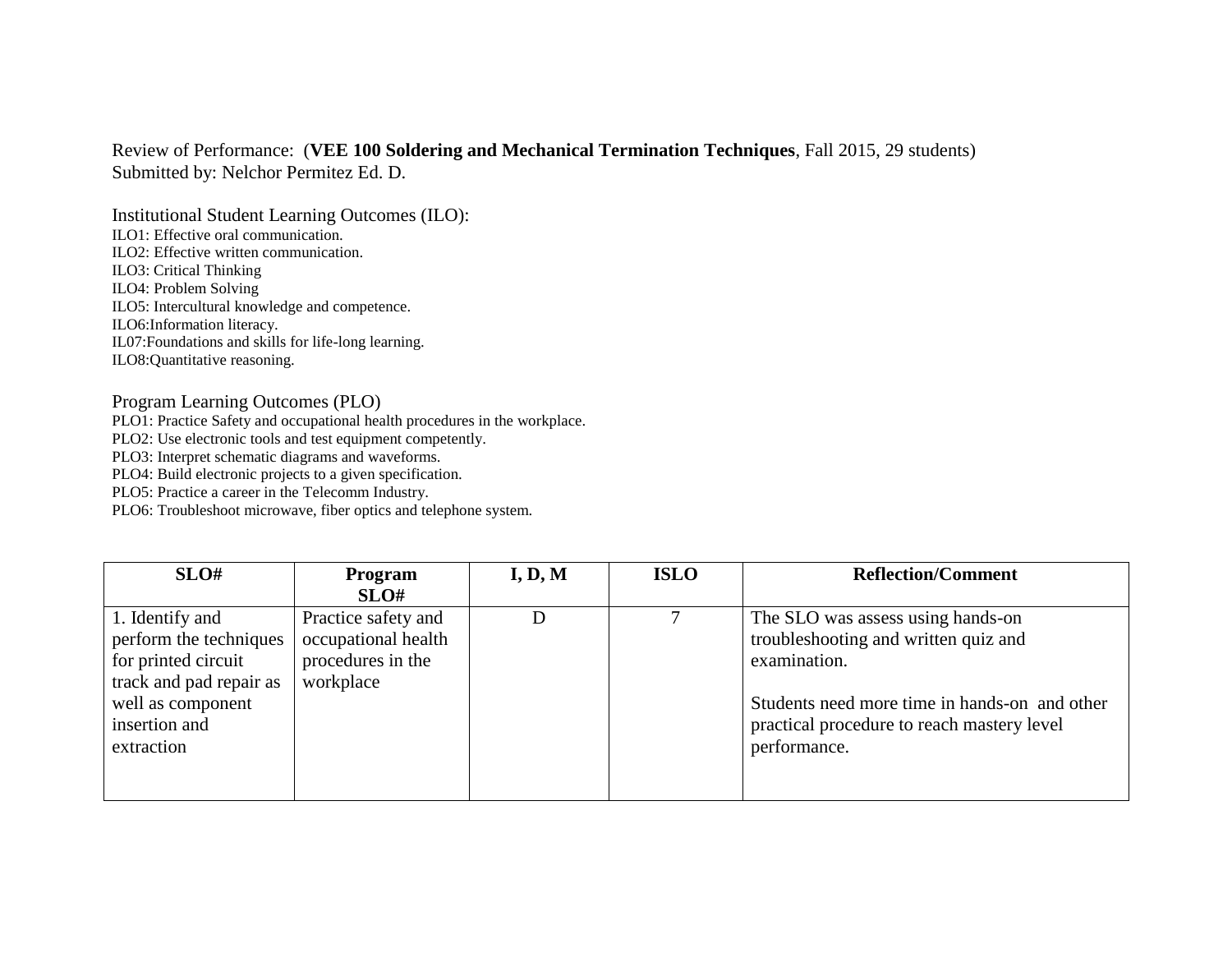Review of Performance: (**VEE 100 Soldering and Mechanical Termination Techniques**, Fall 2015, 29 students)
Submitted by: Nelchor Permitez Ed. D.

Institutional Student Learning Outcomes (ILO):

ILO1: Effective oral communication.
ILO2: Effective written communication.
ILO3: Critical Thinking
ILO4: Problem Solving
ILO5: Intercultural knowledge and competence.
ILO6:Information literacy.
IL07:Foundations and skills for life-long learning.
ILO8:Quantitative reasoning.

Program Learning Outcomes (PLO)

PLO1: Practice Safety and occupational health procedures in the workplace.
PLO2: Use electronic tools and test equipment competently.
PLO3: Interpret schematic diagrams and waveforms.
PLO4: Build electronic projects to a given specification.
PLO5: Practice a career in the Telecomm Industry.
PLO6: Troubleshoot microwave, fiber optics and telephone system.

| SLO# | Program SLO# | I, D, M | ISLO | Reflection/Comment |
|---|---|---|---|---|
| 1. Identify and perform the techniques for printed circuit track and pad repair as well as component insertion and extraction | Practice safety and occupational health procedures in the workplace | D | 7 | The SLO was assess using hands-on troubleshooting and written quiz and examination.<br><br>Students need more time in hands-on and other practical procedure to reach mastery level performance. |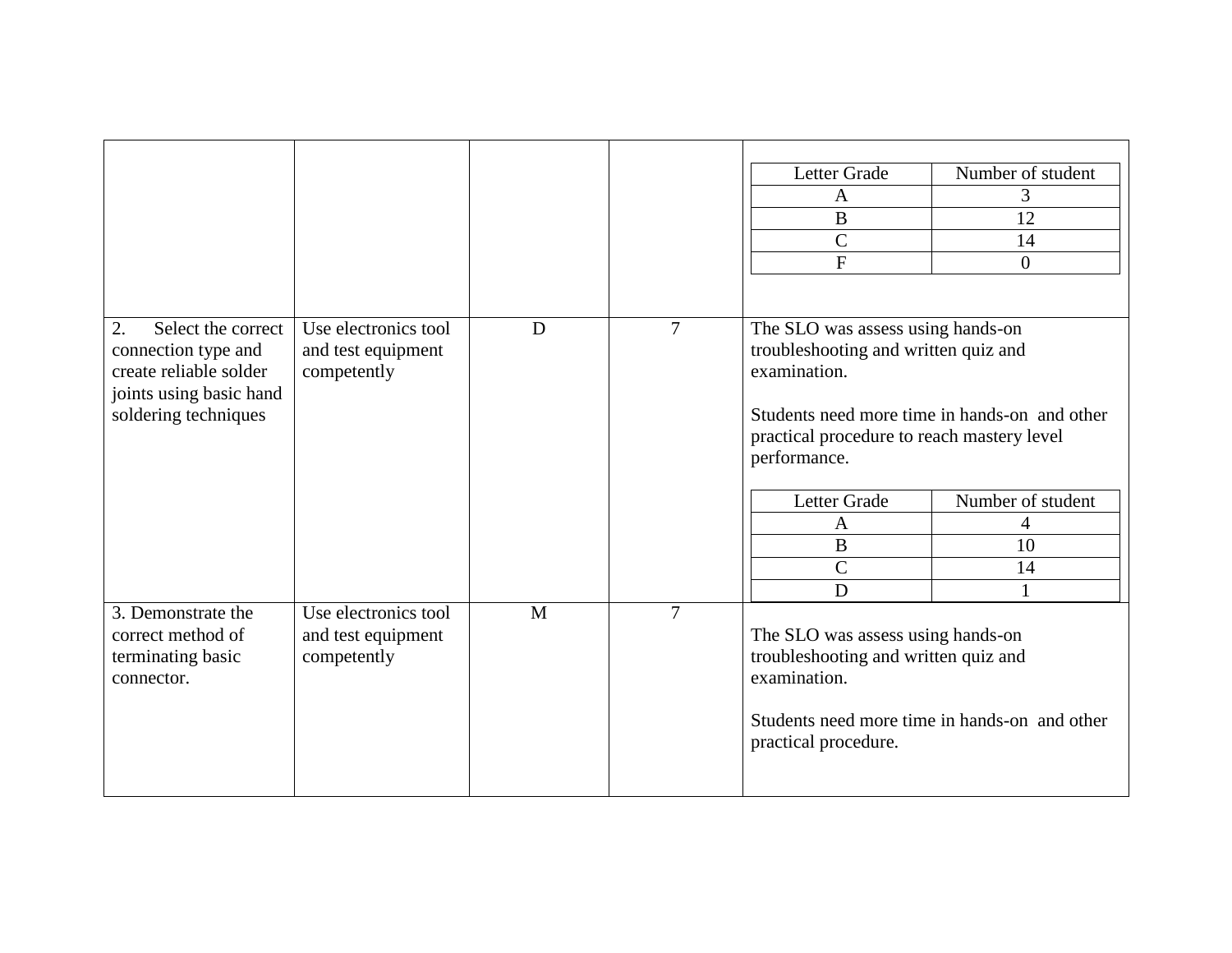| | | | | Letter Grade / Number of student<br>A: 3<br>B: 12<br>C: 14<br>F: 0 |
|---|---|---|---|---|
| 2. Select the correct connection type and create reliable solder joints using basic hand soldering techniques | Use electronics tool and test equipment competently | D | 7 | The SLO was assess using hands-on troubleshooting and written quiz and examination.<br><br>Students need more time in hands-on and other practical procedure to reach mastery level performance.<br><br>Letter Grade / Number of student<br>A: 4<br>B: 10<br>C: 14<br>D: 1 |
| 3. Demonstrate the correct method of terminating basic connector. | Use electronics tool and test equipment competently | M | 7 | The SLO was assess using hands-on troubleshooting and written quiz and examination.<br><br>Students need more time in hands-on and other practical procedure. |

| Letter Grade | Number of student |
|---|---|
| A | 3 |
| B | 12 |
| C | 14 |
| F | 0 |

| Letter Grade | Number of student |
|---|---|
| A | 4 |
| B | 10 |
| C | 14 |
| D | 1 |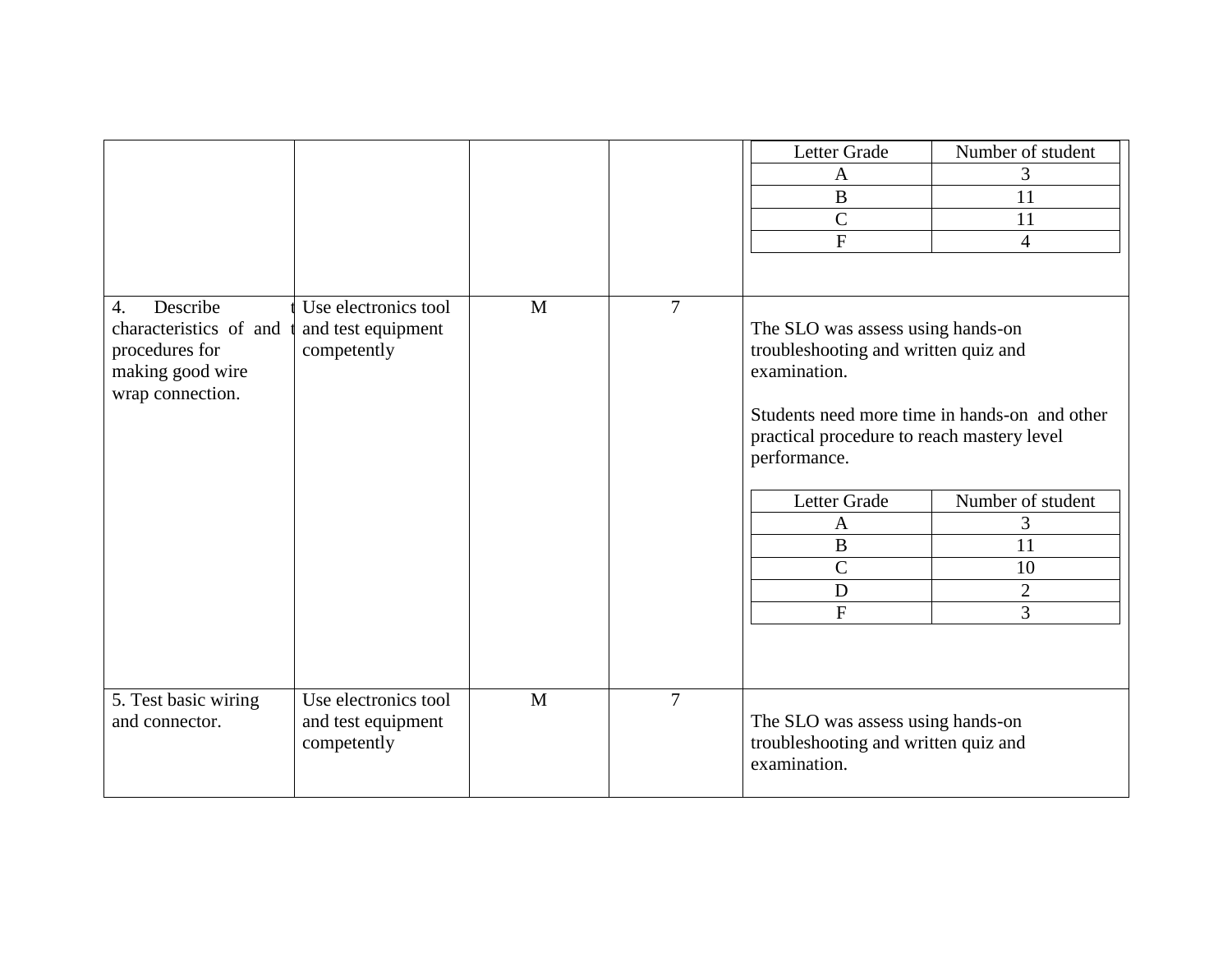| | | | | Letter Grade \| Number of student<br>A \| 3<br>B \| 11<br>C \| 11<br>F \| 4 |
|---|---|---|---|---|
| 4. Describe t characteristics of and t procedures for making good wire wrap connection. | Use electronics tool and test equipment competently | M | 7 | The SLO was assess using hands-on troubleshooting and written quiz and examination.<br><br>Students need more time in hands-on and other practical procedure to reach mastery level performance.<br><br>Letter Grade \| Number of student<br>A \| 3<br>B \| 11<br>C \| 10<br>D \| 2<br>F \| 3 |
| 5. Test basic wiring and connector. | Use electronics tool and test equipment competently | M | 7 | The SLO was assess using hands-on troubleshooting and written quiz and examination. |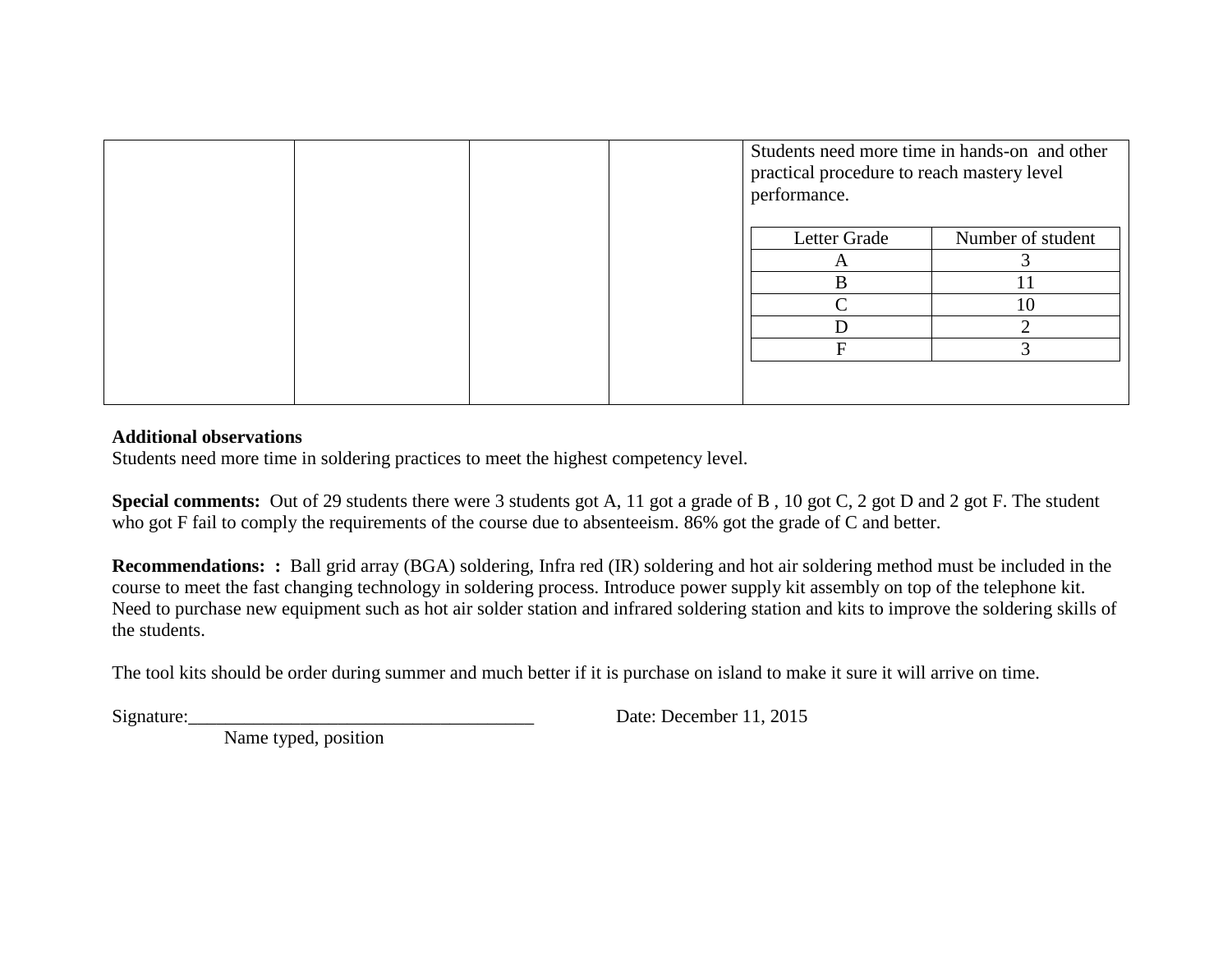| | | | | |
|---|---|---|---|---|
| | | | | Students need more time in hands-on and other practical procedure to reach mastery level performance.<br><br>Letter Grade / Number of student<br>A: 3<br>B: 11<br>C: 10<br>D: 2<br>F: 3 |

**Additional observations**
Students need more time in soldering practices to meet the highest competency level.

**Special comments:** Out of 29 students there were 3 students got A, 11 got a grade of B , 10 got C, 2 got D and 2 got F. The student who got F fail to comply the requirements of the course due to absenteeism. 86% got the grade of C and better.

**Recommendations: :** Ball grid array (BGA) soldering, Infra red (IR) soldering and hot air soldering method must be included in the course to meet the fast changing technology in soldering process. Introduce power supply kit assembly on top of the telephone kit. Need to purchase new equipment such as hot air solder station and infrared soldering station and kits to improve the soldering skills of the students.

The tool kits should be order during summer and much better if it is purchase on island to make it sure it will arrive on time.

Signature:______________________________________ Date: December 11, 2015
Name typed, position